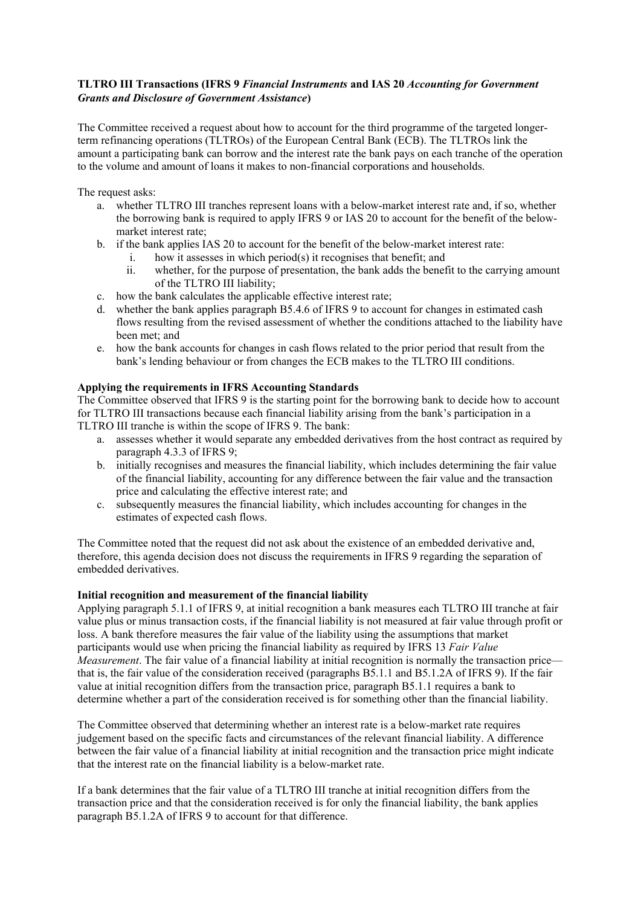**TLTRO III Transactions (IFRS 9 *Financial Instruments* and IAS 20 *Accounting for Government Grants and Disclosure of Government Assistance*)**

The Committee received a request about how to account for the third programme of the targeted longer-term refinancing operations (TLTROs) of the European Central Bank (ECB). The TLTROs link the amount a participating bank can borrow and the interest rate the bank pays on each tranche of the operation to the volume and amount of loans it makes to non-financial corporations and households.

The request asks:

a. whether TLTRO III tranches represent loans with a below-market interest rate and, if so, whether the borrowing bank is required to apply IFRS 9 or IAS 20 to account for the benefit of the below-market interest rate;
b. if the bank applies IAS 20 to account for the benefit of the below-market interest rate:
    i. how it assesses in which period(s) it recognises that benefit; and
    ii. whether, for the purpose of presentation, the bank adds the benefit to the carrying amount of the TLTRO III liability;
c. how the bank calculates the applicable effective interest rate;
d. whether the bank applies paragraph B5.4.6 of IFRS 9 to account for changes in estimated cash flows resulting from the revised assessment of whether the conditions attached to the liability have been met; and
e. how the bank accounts for changes in cash flows related to the prior period that result from the bank's lending behaviour or from changes the ECB makes to the TLTRO III conditions.

**Applying the requirements in IFRS Accounting Standards**

The Committee observed that IFRS 9 is the starting point for the borrowing bank to decide how to account for TLTRO III transactions because each financial liability arising from the bank's participation in a TLTRO III tranche is within the scope of IFRS 9. The bank:

a. assesses whether it would separate any embedded derivatives from the host contract as required by paragraph 4.3.3 of IFRS 9;
b. initially recognises and measures the financial liability, which includes determining the fair value of the financial liability, accounting for any difference between the fair value and the transaction price and calculating the effective interest rate; and
c. subsequently measures the financial liability, which includes accounting for changes in the estimates of expected cash flows.

The Committee noted that the request did not ask about the existence of an embedded derivative and, therefore, this agenda decision does not discuss the requirements in IFRS 9 regarding the separation of embedded derivatives.

**Initial recognition and measurement of the financial liability**

Applying paragraph 5.1.1 of IFRS 9, at initial recognition a bank measures each TLTRO III tranche at fair value plus or minus transaction costs, if the financial liability is not measured at fair value through profit or loss. A bank therefore measures the fair value of the liability using the assumptions that market participants would use when pricing the financial liability as required by IFRS 13 *Fair Value Measurement*. The fair value of a financial liability at initial recognition is normally the transaction price—that is, the fair value of the consideration received (paragraphs B5.1.1 and B5.1.2A of IFRS 9). If the fair value at initial recognition differs from the transaction price, paragraph B5.1.1 requires a bank to determine whether a part of the consideration received is for something other than the financial liability.

The Committee observed that determining whether an interest rate is a below-market rate requires judgement based on the specific facts and circumstances of the relevant financial liability. A difference between the fair value of a financial liability at initial recognition and the transaction price might indicate that the interest rate on the financial liability is a below-market rate.

If a bank determines that the fair value of a TLTRO III tranche at initial recognition differs from the transaction price and that the consideration received is for only the financial liability, the bank applies paragraph B5.1.2A of IFRS 9 to account for that difference.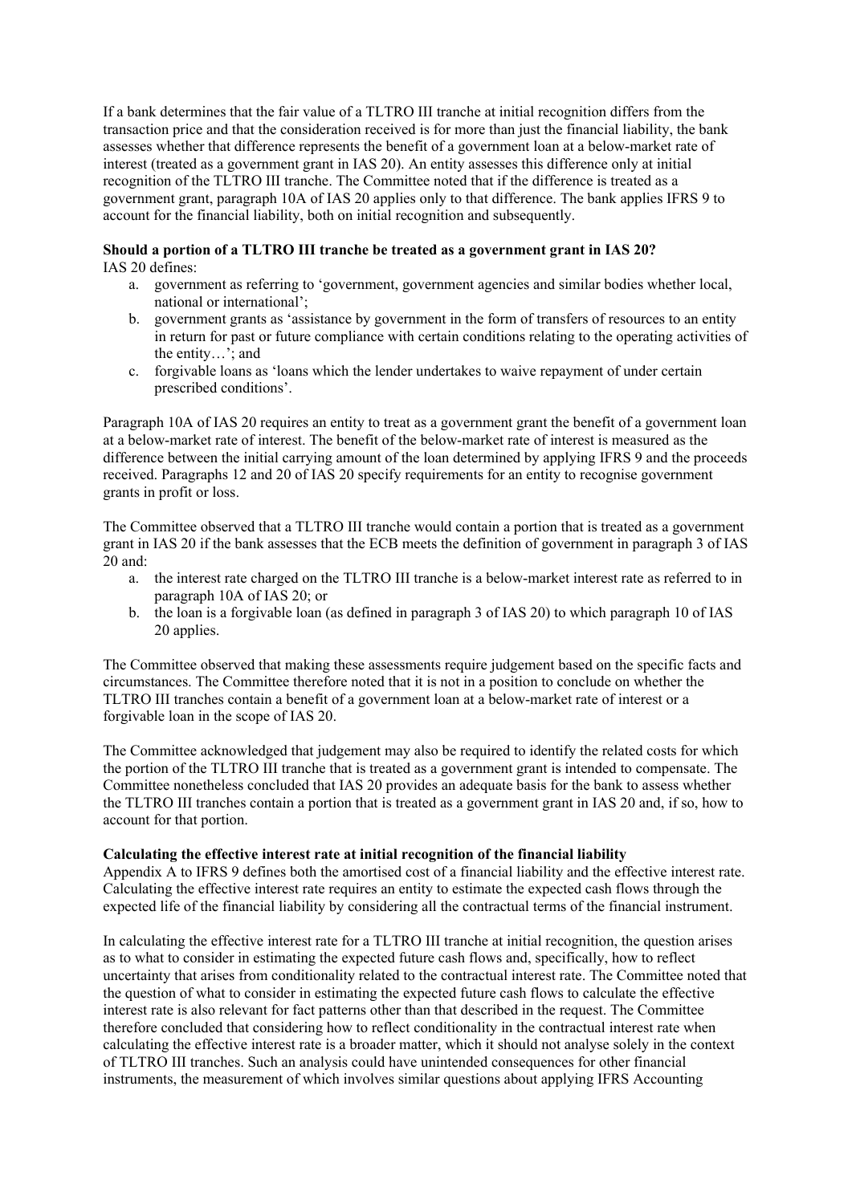If a bank determines that the fair value of a TLTRO III tranche at initial recognition differs from the transaction price and that the consideration received is for more than just the financial liability, the bank assesses whether that difference represents the benefit of a government loan at a below-market rate of interest (treated as a government grant in IAS 20). An entity assesses this difference only at initial recognition of the TLTRO III tranche. The Committee noted that if the difference is treated as a government grant, paragraph 10A of IAS 20 applies only to that difference. The bank applies IFRS 9 to account for the financial liability, both on initial recognition and subsequently.

**Should a portion of a TLTRO III tranche be treated as a government grant in IAS 20?**

IAS 20 defines:

a. government as referring to 'government, government agencies and similar bodies whether local, national or international';
b. government grants as 'assistance by government in the form of transfers of resources to an entity in return for past or future compliance with certain conditions relating to the operating activities of the entity…'; and
c. forgivable loans as 'loans which the lender undertakes to waive repayment of under certain prescribed conditions'.

Paragraph 10A of IAS 20 requires an entity to treat as a government grant the benefit of a government loan at a below-market rate of interest. The benefit of the below-market rate of interest is measured as the difference between the initial carrying amount of the loan determined by applying IFRS 9 and the proceeds received. Paragraphs 12 and 20 of IAS 20 specify requirements for an entity to recognise government grants in profit or loss.

The Committee observed that a TLTRO III tranche would contain a portion that is treated as a government grant in IAS 20 if the bank assesses that the ECB meets the definition of government in paragraph 3 of IAS 20 and:

a. the interest rate charged on the TLTRO III tranche is a below-market interest rate as referred to in paragraph 10A of IAS 20; or
b. the loan is a forgivable loan (as defined in paragraph 3 of IAS 20) to which paragraph 10 of IAS 20 applies.

The Committee observed that making these assessments require judgement based on the specific facts and circumstances. The Committee therefore noted that it is not in a position to conclude on whether the TLTRO III tranches contain a benefit of a government loan at a below-market rate of interest or a forgivable loan in the scope of IAS 20.

The Committee acknowledged that judgement may also be required to identify the related costs for which the portion of the TLTRO III tranche that is treated as a government grant is intended to compensate. The Committee nonetheless concluded that IAS 20 provides an adequate basis for the bank to assess whether the TLTRO III tranches contain a portion that is treated as a government grant in IAS 20 and, if so, how to account for that portion.

**Calculating the effective interest rate at initial recognition of the financial liability**

Appendix A to IFRS 9 defines both the amortised cost of a financial liability and the effective interest rate. Calculating the effective interest rate requires an entity to estimate the expected cash flows through the expected life of the financial liability by considering all the contractual terms of the financial instrument.

In calculating the effective interest rate for a TLTRO III tranche at initial recognition, the question arises as to what to consider in estimating the expected future cash flows and, specifically, how to reflect uncertainty that arises from conditionality related to the contractual interest rate. The Committee noted that the question of what to consider in estimating the expected future cash flows to calculate the effective interest rate is also relevant for fact patterns other than that described in the request. The Committee therefore concluded that considering how to reflect conditionality in the contractual interest rate when calculating the effective interest rate is a broader matter, which it should not analyse solely in the context of TLTRO III tranches. Such an analysis could have unintended consequences for other financial instruments, the measurement of which involves similar questions about applying IFRS Accounting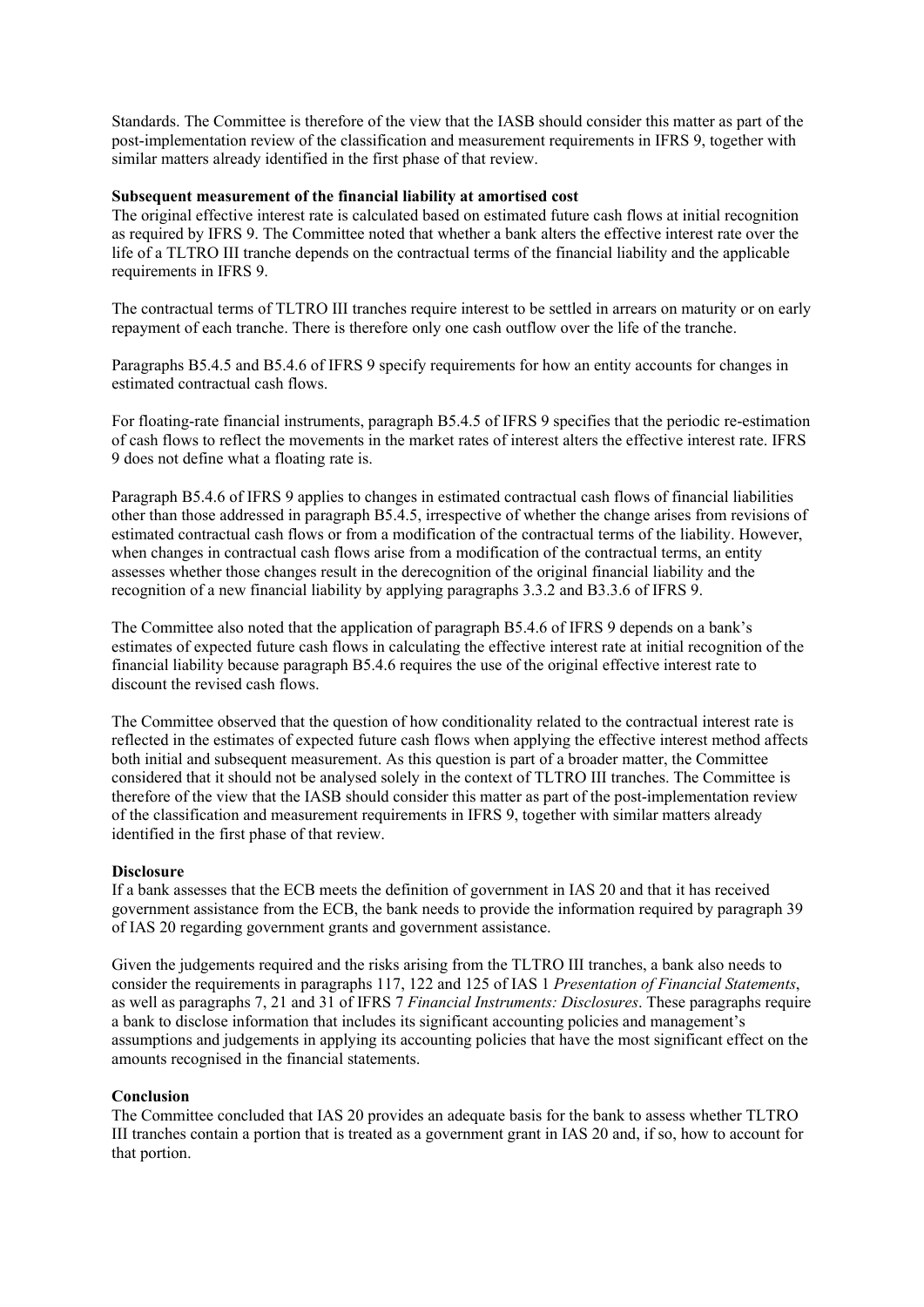Standards. The Committee is therefore of the view that the IASB should consider this matter as part of the post-implementation review of the classification and measurement requirements in IFRS 9, together with similar matters already identified in the first phase of that review.

**Subsequent measurement of the financial liability at amortised cost**

The original effective interest rate is calculated based on estimated future cash flows at initial recognition as required by IFRS 9. The Committee noted that whether a bank alters the effective interest rate over the life of a TLTRO III tranche depends on the contractual terms of the financial liability and the applicable requirements in IFRS 9.

The contractual terms of TLTRO III tranches require interest to be settled in arrears on maturity or on early repayment of each tranche. There is therefore only one cash outflow over the life of the tranche.

Paragraphs B5.4.5 and B5.4.6 of IFRS 9 specify requirements for how an entity accounts for changes in estimated contractual cash flows.

For floating-rate financial instruments, paragraph B5.4.5 of IFRS 9 specifies that the periodic re-estimation of cash flows to reflect the movements in the market rates of interest alters the effective interest rate. IFRS 9 does not define what a floating rate is.

Paragraph B5.4.6 of IFRS 9 applies to changes in estimated contractual cash flows of financial liabilities other than those addressed in paragraph B5.4.5, irrespective of whether the change arises from revisions of estimated contractual cash flows or from a modification of the contractual terms of the liability. However, when changes in contractual cash flows arise from a modification of the contractual terms, an entity assesses whether those changes result in the derecognition of the original financial liability and the recognition of a new financial liability by applying paragraphs 3.3.2 and B3.3.6 of IFRS 9.

The Committee also noted that the application of paragraph B5.4.6 of IFRS 9 depends on a bank's estimates of expected future cash flows in calculating the effective interest rate at initial recognition of the financial liability because paragraph B5.4.6 requires the use of the original effective interest rate to discount the revised cash flows.

The Committee observed that the question of how conditionality related to the contractual interest rate is reflected in the estimates of expected future cash flows when applying the effective interest method affects both initial and subsequent measurement. As this question is part of a broader matter, the Committee considered that it should not be analysed solely in the context of TLTRO III tranches. The Committee is therefore of the view that the IASB should consider this matter as part of the post-implementation review of the classification and measurement requirements in IFRS 9, together with similar matters already identified in the first phase of that review.

**Disclosure**

If a bank assesses that the ECB meets the definition of government in IAS 20 and that it has received government assistance from the ECB, the bank needs to provide the information required by paragraph 39 of IAS 20 regarding government grants and government assistance.

Given the judgements required and the risks arising from the TLTRO III tranches, a bank also needs to consider the requirements in paragraphs 117, 122 and 125 of IAS 1 *Presentation of Financial Statements*, as well as paragraphs 7, 21 and 31 of IFRS 7 *Financial Instruments: Disclosures*. These paragraphs require a bank to disclose information that includes its significant accounting policies and management's assumptions and judgements in applying its accounting policies that have the most significant effect on the amounts recognised in the financial statements.

**Conclusion**

The Committee concluded that IAS 20 provides an adequate basis for the bank to assess whether TLTRO III tranches contain a portion that is treated as a government grant in IAS 20 and, if so, how to account for that portion.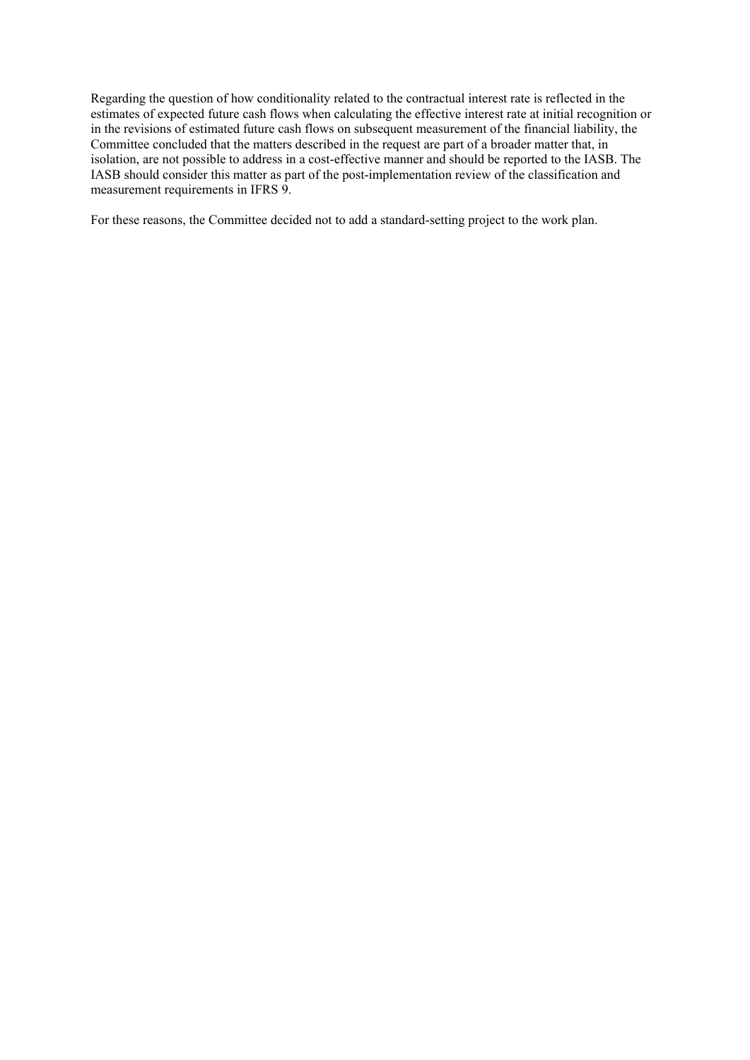Regarding the question of how conditionality related to the contractual interest rate is reflected in the estimates of expected future cash flows when calculating the effective interest rate at initial recognition or in the revisions of estimated future cash flows on subsequent measurement of the financial liability, the Committee concluded that the matters described in the request are part of a broader matter that, in isolation, are not possible to address in a cost-effective manner and should be reported to the IASB. The IASB should consider this matter as part of the post-implementation review of the classification and measurement requirements in IFRS 9.

For these reasons, the Committee decided not to add a standard-setting project to the work plan.